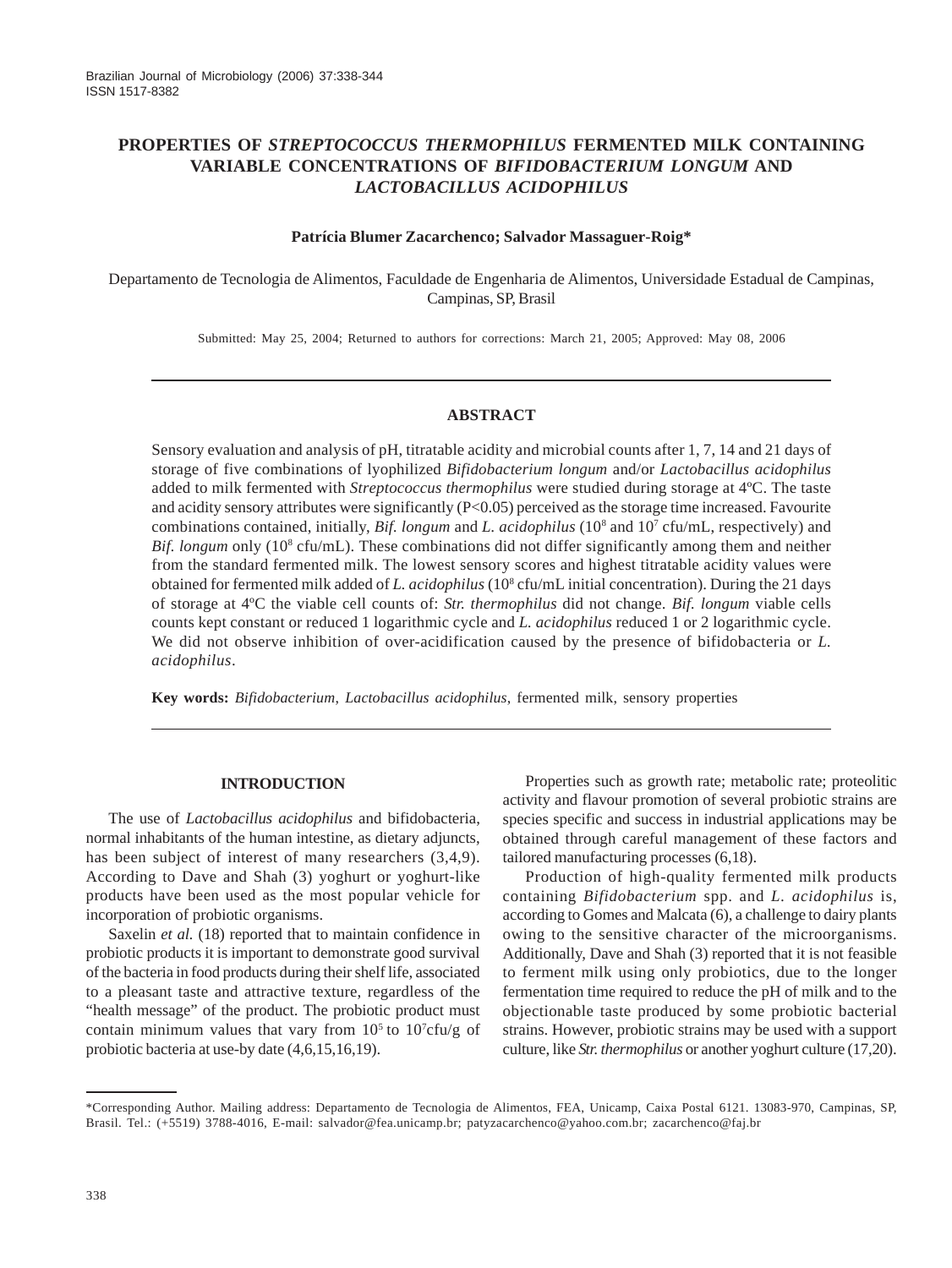# PROPERTIES OF *STREPTOCOCCUS THERMOPHILUS* FERMENTED MILK CONTAINING VARIABLE CONCENTRATIONS OF *BIFIDOBACTERIUM LONGUM* AND *LACTOBACILLUS ACIDOPHILUS*

**Patrícia Blumer Zacarchenco; Salvador Massaguer-Roig***

Departamento de Tecnologia de Alimentos, Faculdade de Engenharia de Alimentos, Universidade Estadual de Campinas, Campinas, SP, Brasil

Submitted: May 25, 2004; Returned to authors for corrections: March 21, 2005; Approved: May 08, 2006

## ABSTRACT

Sensory evaluation and analysis of pH, titratable acidity and microbial counts after 1, 7, 14 and 21 days of storage of five combinations of lyophilized *Bifidobacterium longum* and/or *Lactobacillus acidophilus* added to milk fermented with *Streptococcus thermophilus* were studied during storage at 4ºC. The taste and acidity sensory attributes were significantly (P<0.05) perceived as the storage time increased. Favourite combinations contained, initially, *Bif. longum* and *L. acidophilus* ($10^8$ and $10^7$ cfu/mL, respectively) and *Bif. longum* only ($10^8$ cfu/mL). These combinations did not differ significantly among them and neither from the standard fermented milk. The lowest sensory scores and highest titratable acidity values were obtained for fermented milk added of *L. acidophilus* ($10^8$ cfu/mL initial concentration). During the 21 days of storage at 4ºC the viable cell counts of: *Str. thermophilus* did not change. *Bif. longum* viable cells counts kept constant or reduced 1 logarithmic cycle and *L. acidophilus* reduced 1 or 2 logarithmic cycle. We did not observe inhibition of over-acidification caused by the presence of bifidobacteria or *L. acidophilus*.

**Key words:** *Bifidobacterium*, *Lactobacillus acidophilus*, fermented milk, sensory properties

## INTRODUCTION

The use of *Lactobacillus acidophilus* and bifidobacteria, normal inhabitants of the human intestine, as dietary adjuncts, has been subject of interest of many researchers (3,4,9). According to Dave and Shah (3) yoghurt or yoghurt-like products have been used as the most popular vehicle for incorporation of probiotic organisms.

Saxelin *et al.* (18) reported that to maintain confidence in probiotic products it is important to demonstrate good survival of the bacteria in food products during their shelf life, associated to a pleasant taste and attractive texture, regardless of the "health message" of the product. The probiotic product must contain minimum values that vary from $10^5$ to $10^7$cfu/g of probiotic bacteria at use-by date (4,6,15,16,19).

Properties such as growth rate; metabolic rate; proteolitic activity and flavour promotion of several probiotic strains are species specific and success in industrial applications may be obtained through careful management of these factors and tailored manufacturing processes (6,18).

Production of high-quality fermented milk products containing *Bifidobacterium* spp. and *L. acidophilus* is, according to Gomes and Malcata (6), a challenge to dairy plants owing to the sensitive character of the microorganisms. Additionally, Dave and Shah (3) reported that it is not feasible to ferment milk using only probiotics, due to the longer fermentation time required to reduce the pH of milk and to the objectionable taste produced by some probiotic bacterial strains. However, probiotic strains may be used with a support culture, like *Str. thermophilus* or another yoghurt culture (17,20).

*Corresponding Author. Mailing address: Departamento de Tecnologia de Alimentos, FEA, Unicamp, Caixa Postal 6121. 13083-970, Campinas, SP, Brasil. Tel.: (+5519) 3788-4016, E-mail: salvador@fea.unicamp.br; patyzacarchenco@yahoo.com.br; zacarchenco@faj.br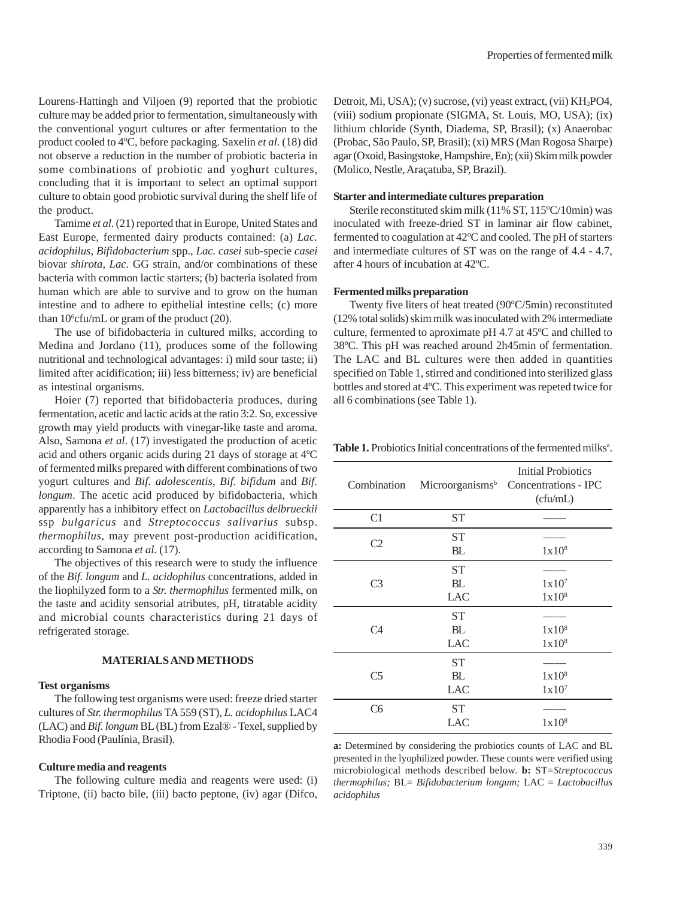Lourens-Hattingh and Viljoen (9) reported that the probiotic culture may be added prior to fermentation, simultaneously with the conventional yogurt cultures or after fermentation to the product cooled to 4ºC, before packaging. Saxelin *et al.* (18) did not observe a reduction in the number of probiotic bacteria in some combinations of probiotic and yoghurt cultures, concluding that it is important to select an optimal support culture to obtain good probiotic survival during the shelf life of the product.

Tamime *et al.* (21) reported that in Europe, United States and East Europe, fermented dairy products contained: (a) *Lac. acidophilus*, *Bifidobacterium* spp., *Lac. casei* sub-specie *casei* biovar *shirota*, *Lac.* GG strain, and/or combinations of these bacteria with common lactic starters; (b) bacteria isolated from human which are able to survive and to grow on the human intestine and to adhere to epithelial intestine cells; (c) more than $10^6$cfu/mL or gram of the product (20).

The use of bifidobacteria in cultured milks, according to Medina and Jordano (11), produces some of the following nutritional and technological advantages: i) mild sour taste; ii) limited after acidification; iii) less bitterness; iv) are beneficial as intestinal organisms.

Hoier (7) reported that bifidobacteria produces, during fermentation, acetic and lactic acids at the ratio 3:2. So, excessive growth may yield products with vinegar-like taste and aroma. Also, Samona *et al*. (17) investigated the production of acetic acid and others organic acids during 21 days of storage at 4ºC of fermented milks prepared with different combinations of two yogurt cultures and *Bif. adolescentis*, *Bif. bifidum* and *Bif. longum*. The acetic acid produced by bifidobacteria, which apparently has a inhibitory effect on *Lactobacillus delbrueckii* ssp *bulgaricus* and *Streptococcus salivarius* subsp. *thermophilus,* may prevent post-production acidification, according to Samona *et al.* (17).

The objectives of this research were to study the influence of the *Bif. longum* and *L. acidophilus* concentrations, added in the liophilyzed form to a *Str. thermophilus* fermented milk, on the taste and acidity sensorial atributes, pH, titratable acidity and microbial counts characteristics during 21 days of refrigerated storage.

## MATERIALS AND METHODS

### Test organisms

The following test organisms were used: freeze dried starter cultures of *Str. thermophilus* TA 559 (ST), *L. acidophilus* LAC4 (LAC) and *Bif. longum* BL (BL) from Ezal® - Texel, supplied by Rhodia Food (Paulínia, Brasil).

### Culture media and reagents

The following culture media and reagents were used: (i) Triptone, (ii) bacto bile, (iii) bacto peptone, (iv) agar (Difco, Detroit, Mi, USA); (v) sucrose, (vi) yeast extract, (vii) $KH_2PO4$, (viii) sodium propionate (SIGMA, St. Louis, MO, USA); (ix) lithium chloride (Synth, Diadema, SP, Brasil); (x) Anaerobac (Probac, São Paulo, SP, Brasil); (xi) MRS (Man Rogosa Sharpe) agar (Oxoid, Basingstoke, Hampshire, En); (xii) Skim milk powder (Molico, Nestle, Araçatuba, SP, Brazil).

### Starter and intermediate cultures preparation

Sterile reconstituted skim milk (11% ST, 115ºC/10min) was inoculated with freeze-dried ST in laminar air flow cabinet, fermented to coagulation at 42ºC and cooled. The pH of starters and intermediate cultures of ST was on the range of 4.4 - 4.7, after 4 hours of incubation at 42ºC.

### Fermented milks preparation

Twenty five liters of heat treated (90ºC/5min) reconstituted (12% total solids) skim milk was inoculated with 2% intermediate culture, fermented to aproximate pH 4.7 at 45ºC and chilled to 38ºC. This pH was reached around 2h45min of fermentation. The LAC and BL cultures were then added in quantities specified on Table 1, stirred and conditioned into sterilized glass bottles and stored at 4ºC. This experiment was repeted twice for all 6 combinations (see Table 1).

**Table 1.** Probiotics Initial concentrations of the fermented milks[a].

| Combination | Microorganisms[b] | Initial Probiotics Concentrations - IPC (cfu/mL) |
|---|---|---|
| C1 | ST | —— |
| C2 | ST | —— |
| | BL | $1x10^8$ |
| C3 | ST | —— |
| | BL | $1x10^7$ |
| | LAC | $1x10^8$ |
| C4 | ST | —— |
| | BL | $1x10^8$ |
| | LAC | $1x10^8$ |
| C5 | ST | —— |
| | BL | $1x10^8$ |
| | LAC | $1x10^7$ |
| C6 | ST | —— |
| | LAC | $1x10^8$ |

**a:** Determined by considering the probiotics counts of LAC and BL presented in the lyophilized powder. These counts were verified using microbiological methods described below. **b:** ST=*Streptococcus thermophilus;* BL= *Bifidobacterium longum;* LAC = *Lactobacillus acidophilus*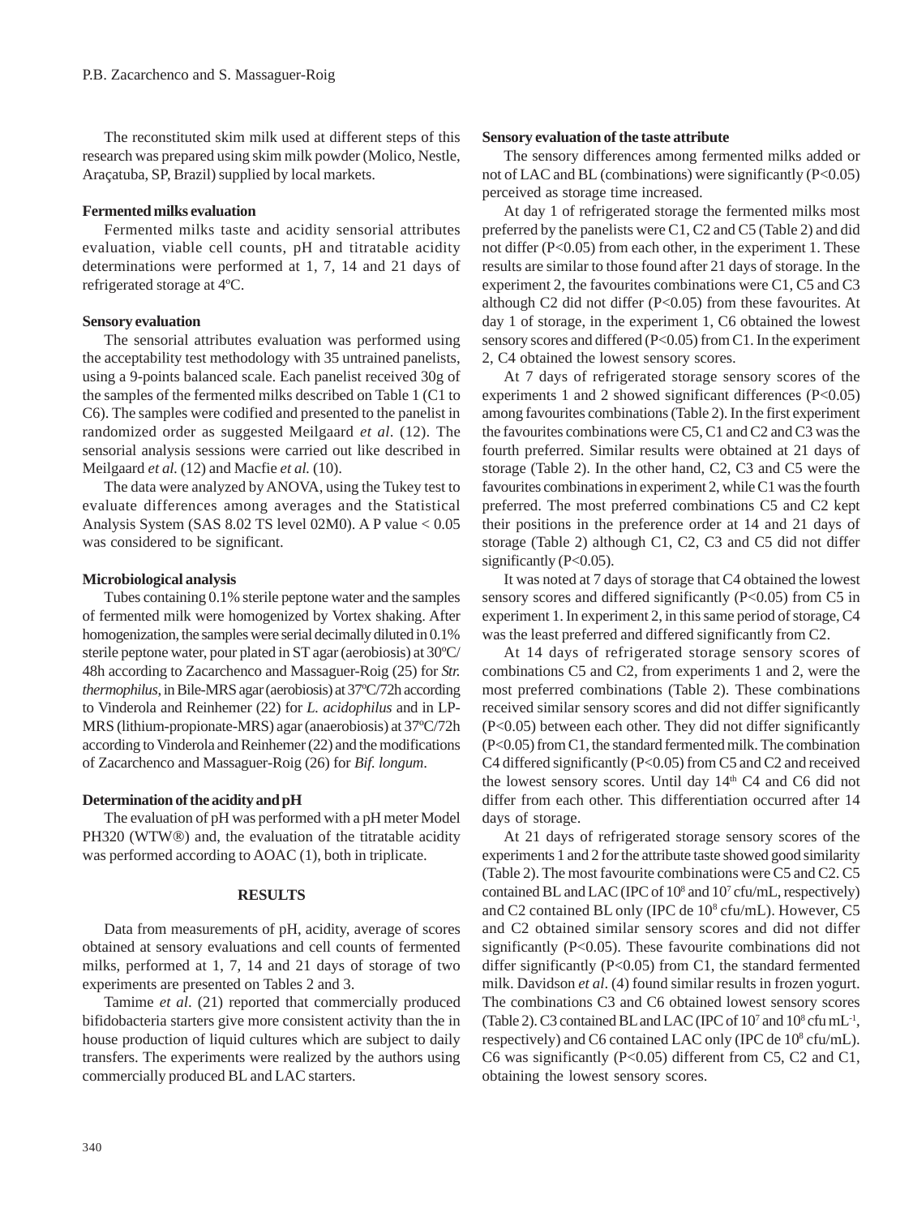The reconstituted skim milk used at different steps of this research was prepared using skim milk powder (Molico, Nestle, Araçatuba, SP, Brazil) supplied by local markets.

**Fermented milks evaluation**

Fermented milks taste and acidity sensorial attributes evaluation, viable cell counts, pH and titratable acidity determinations were performed at 1, 7, 14 and 21 days of refrigerated storage at 4ºC.

**Sensory evaluation**

The sensorial attributes evaluation was performed using the acceptability test methodology with 35 untrained panelists, using a 9-points balanced scale. Each panelist received 30g of the samples of the fermented milks described on Table 1 (C1 to C6). The samples were codified and presented to the panelist in randomized order as suggested Meilgaard *et al*. (12). The sensorial analysis sessions were carried out like described in Meilgaard *et al.* (12) and Macfie *et al.* (10).

The data were analyzed by ANOVA, using the Tukey test to evaluate differences among averages and the Statistical Analysis System (SAS 8.02 TS level 02M0). A P value < 0.05 was considered to be significant.

**Microbiological analysis**

Tubes containing 0.1% sterile peptone water and the samples of fermented milk were homogenized by Vortex shaking. After homogenization, the samples were serial decimally diluted in 0.1% sterile peptone water, pour plated in ST agar (aerobiosis) at 30ºC/48h according to Zacarchenco and Massaguer-Roig (25) for *Str. thermophilus*, in Bile-MRS agar (aerobiosis) at 37ºC/72h according to Vinderola and Reinhemer (22) for *L. acidophilus* and in LP-MRS (lithium-propionate-MRS) agar (anaerobiosis) at 37ºC/72h according to Vinderola and Reinhemer (22) and the modifications of Zacarchenco and Massaguer-Roig (26) for *Bif. longum*.

**Determination of the acidity and pH**

The evaluation of pH was performed with a pH meter Model PH320 (WTW®) and, the evaluation of the titratable acidity was performed according to AOAC (1), both in triplicate.

## RESULTS

Data from measurements of pH, acidity, average of scores obtained at sensory evaluations and cell counts of fermented milks, performed at 1, 7, 14 and 21 days of storage of two experiments are presented on Tables 2 and 3.

Tamime *et al*. (21) reported that commercially produced bifidobacteria starters give more consistent activity than the in house production of liquid cultures which are subject to daily transfers. The experiments were realized by the authors using commercially produced BL and LAC starters.

**Sensory evaluation of the taste attribute**

The sensory differences among fermented milks added or not of LAC and BL (combinations) were significantly (P<0.05) perceived as storage time increased.

At day 1 of refrigerated storage the fermented milks most preferred by the panelists were C1, C2 and C5 (Table 2) and did not differ (P<0.05) from each other, in the experiment 1. These results are similar to those found after 21 days of storage. In the experiment 2, the favourites combinations were C1, C5 and C3 although C2 did not differ (P<0.05) from these favourites. At day 1 of storage, in the experiment 1, C6 obtained the lowest sensory scores and differed (P<0.05) from C1. In the experiment 2, C4 obtained the lowest sensory scores.

At 7 days of refrigerated storage sensory scores of the experiments 1 and 2 showed significant differences (P<0.05) among favourites combinations (Table 2). In the first experiment the favourites combinations were C5, C1 and C2 and C3 was the fourth preferred. Similar results were obtained at 21 days of storage (Table 2). In the other hand, C2, C3 and C5 were the favourites combinations in experiment 2, while C1 was the fourth preferred. The most preferred combinations C5 and C2 kept their positions in the preference order at 14 and 21 days of storage (Table 2) although C1, C2, C3 and C5 did not differ significantly (P<0.05).

It was noted at 7 days of storage that C4 obtained the lowest sensory scores and differed significantly (P<0.05) from C5 in experiment 1. In experiment 2, in this same period of storage, C4 was the least preferred and differed significantly from C2.

At 14 days of refrigerated storage sensory scores of combinations C5 and C2, from experiments 1 and 2, were the most preferred combinations (Table 2). These combinations received similar sensory scores and did not differ significantly (P<0.05) between each other. They did not differ significantly (P<0.05) from C1, the standard fermented milk. The combination C4 differed significantly (P<0.05) from C5 and C2 and received the lowest sensory scores. Until day 14th C4 and C6 did not differ from each other. This differentiation occurred after 14 days of storage.

At 21 days of refrigerated storage sensory scores of the experiments 1 and 2 for the attribute taste showed good similarity (Table 2). The most favourite combinations were C5 and C2. C5 contained BL and LAC (IPC of $10^8$ and $10^7$ cfu/mL, respectively) and C2 contained BL only (IPC de $10^8$ cfu/mL). However, C5 and C2 obtained similar sensory scores and did not differ significantly (P<0.05). These favourite combinations did not differ significantly (P<0.05) from C1, the standard fermented milk. Davidson *et al*. (4) found similar results in frozen yogurt. The combinations C3 and C6 obtained lowest sensory scores (Table 2). C3 contained BL and LAC (IPC of $10^7$ and $10^8$ cfu $mL^{-1}$, respectively) and C6 contained LAC only (IPC de $10^8$ cfu/mL). C6 was significantly (P<0.05) different from C5, C2 and C1, obtaining the lowest sensory scores.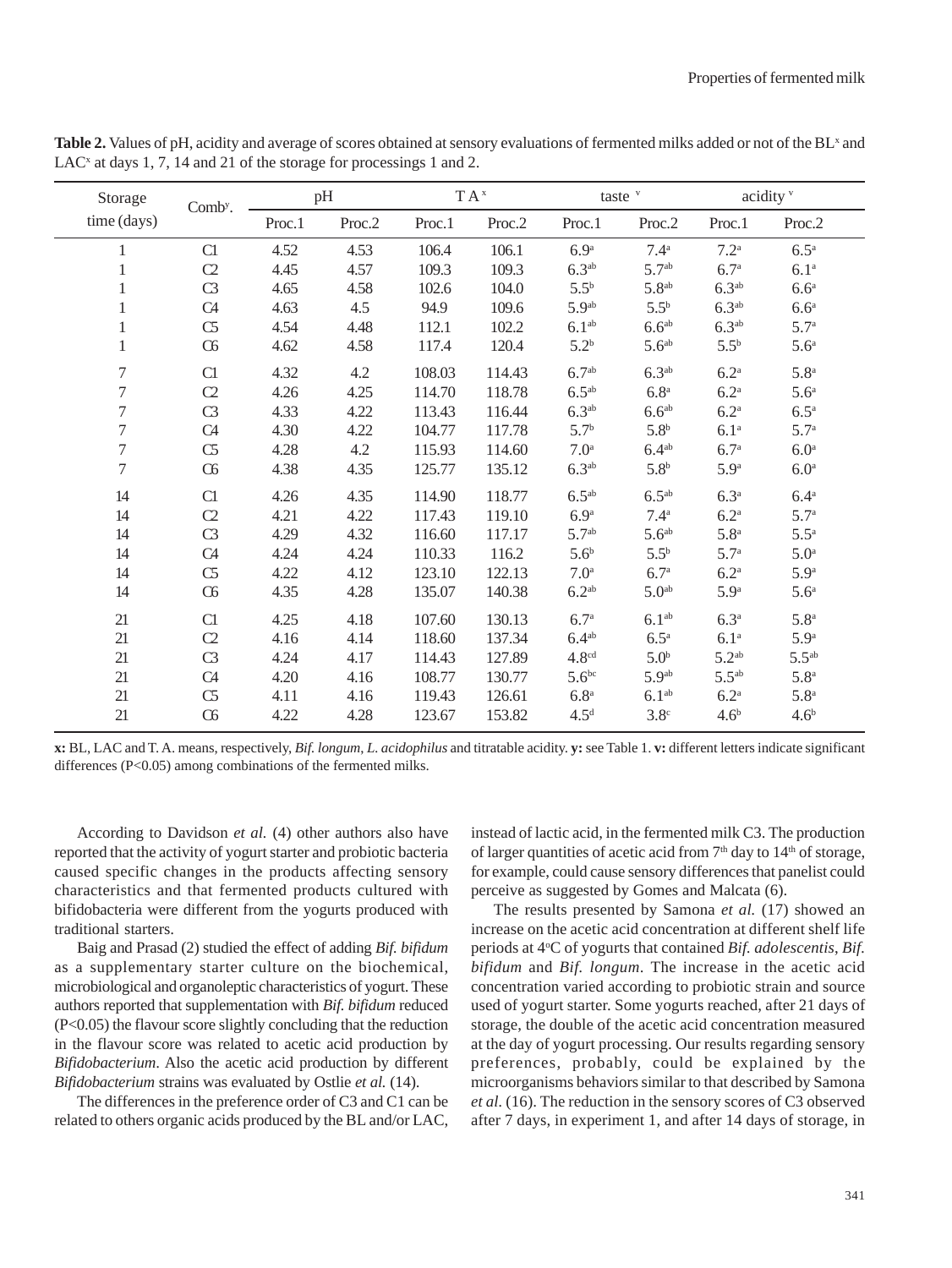**Table 2.** Values of pH, acidity and average of scores obtained at sensory evaluations of fermented milks added or not of the BL[x] and LAC[x] at days 1, 7, 14 and 21 of the storage for processings 1 and 2.

| Storage time (days) | Comb[y]. | pH | | T A[x] | | taste [v] | | acidity [v] | |
|---|---|---|---|---|---|---|---|---|---|
| | | Proc.1 | Proc.2 | Proc.1 | Proc.2 | Proc.1 | Proc.2 | Proc.1 | Proc.2 |
| 1 | C1 | 4.52 | 4.53 | 106.4 | 106.1 | 6.9[a] | 7.4[a] | 7.2[a] | 6.5[a] |
| 1 | C2 | 4.45 | 4.57 | 109.3 | 109.3 | 6.3[ab] | 5.7[ab] | 6.7[a] | 6.1[a] |
| 1 | C3 | 4.65 | 4.58 | 102.6 | 104.0 | 5.5[b] | 5.8[ab] | 6.3[ab] | 6.6[a] |
| 1 | C4 | 4.63 | 4.5 | 94.9 | 109.6 | 5.9[ab] | 5.5[b] | 6.3[ab] | 6.6[a] |
| 1 | C5 | 4.54 | 4.48 | 112.1 | 102.2 | 6.1[ab] | 6.6[ab] | 6.3[ab] | 5.7[a] |
| 1 | C6 | 4.62 | 4.58 | 117.4 | 120.4 | 5.2[b] | 5.6[ab] | 5.5[b] | 5.6[a] |
| 7 | C1 | 4.32 | 4.2 | 108.03 | 114.43 | 6.7[ab] | 6.3[ab] | 6.2[a] | 5.8[a] |
| 7 | C2 | 4.26 | 4.25 | 114.70 | 118.78 | 6.5[ab] | 6.8[a] | 6.2[a] | 5.6[a] |
| 7 | C3 | 4.33 | 4.22 | 113.43 | 116.44 | 6.3[ab] | 6.6[ab] | 6.2[a] | 6.5[a] |
| 7 | C4 | 4.30 | 4.22 | 104.77 | 117.78 | 5.7[b] | 5.8[b] | 6.1[a] | 5.7[a] |
| 7 | C5 | 4.28 | 4.2 | 115.93 | 114.60 | 7.0[a] | 6.4[ab] | 6.7[a] | 6.0[a] |
| 7 | C6 | 4.38 | 4.35 | 125.77 | 135.12 | 6.3[ab] | 5.8[b] | 5.9[a] | 6.0[a] |
| 14 | C1 | 4.26 | 4.35 | 114.90 | 118.77 | 6.5[ab] | 6.5[ab] | 6.3[a] | 6.4[a] |
| 14 | C2 | 4.21 | 4.22 | 117.43 | 119.10 | 6.9[a] | 7.4[a] | 6.2[a] | 5.7[a] |
| 14 | C3 | 4.29 | 4.32 | 116.60 | 117.17 | 5.7[ab] | 5.6[ab] | 5.8[a] | 5.5[a] |
| 14 | C4 | 4.24 | 4.24 | 110.33 | 116.2 | 5.6[b] | 5.5[b] | 5.7[a] | 5.0[a] |
| 14 | C5 | 4.22 | 4.12 | 123.10 | 122.13 | 7.0[a] | 6.7[a] | 6.2[a] | 5.9[a] |
| 14 | C6 | 4.35 | 4.28 | 135.07 | 140.38 | 6.2[ab] | 5.0[ab] | 5.9[a] | 5.6[a] |
| 21 | C1 | 4.25 | 4.18 | 107.60 | 130.13 | 6.7[a] | 6.1[ab] | 6.3[a] | 5.8[a] |
| 21 | C2 | 4.16 | 4.14 | 118.60 | 137.34 | 6.4[ab] | 6.5[a] | 6.1[a] | 5.9[a] |
| 21 | C3 | 4.24 | 4.17 | 114.43 | 127.89 | 4.8[cd] | 5.0[b] | 5.2[ab] | 5.5[ab] |
| 21 | C4 | 4.20 | 4.16 | 108.77 | 130.77 | 5.6[bc] | 5.9[ab] | 5.5[ab] | 5.8[a] |
| 21 | C5 | 4.11 | 4.16 | 119.43 | 126.61 | 6.8[a] | 6.1[ab] | 6.2[a] | 5.8[a] |
| 21 | C6 | 4.22 | 4.28 | 123.67 | 153.82 | 4.5[d] | 3.8[c] | 4.6[b] | 4.6[b] |

**x:** BL, LAC and T. A. means, respectively, *Bif. longum*, *L. acidophilus* and titratable acidity. **y:** see Table 1. **v:** different letters indicate significant differences (P<0.05) among combinations of the fermented milks.

According to Davidson *et al.* (4) other authors also have reported that the activity of yogurt starter and probiotic bacteria caused specific changes in the products affecting sensory characteristics and that fermented products cultured with bifidobacteria were different from the yogurts produced with traditional starters.

Baig and Prasad (2) studied the effect of adding *Bif. bifidum* as a supplementary starter culture on the biochemical, microbiological and organoleptic characteristics of yogurt. These authors reported that supplementation with *Bif. bifidum* reduced (P<0.05) the flavour score slightly concluding that the reduction in the flavour score was related to acetic acid production by *Bifidobacterium*. Also the acetic acid production by different *Bifidobacterium* strains was evaluated by Ostlie *et al.* (14).

The differences in the preference order of C3 and C1 can be related to others organic acids produced by the BL and/or LAC, instead of lactic acid, in the fermented milk C3. The production of larger quantities of acetic acid from 7th day to 14th of storage, for example, could cause sensory differences that panelist could perceive as suggested by Gomes and Malcata (6).

The results presented by Samona *et al.* (17) showed an increase on the acetic acid concentration at different shelf life periods at 4°C of yogurts that contained *Bif. adolescentis*, *Bif. bifidum* and *Bif. longum*. The increase in the acetic acid concentration varied according to probiotic strain and source used of yogurt starter. Some yogurts reached, after 21 days of storage, the double of the acetic acid concentration measured at the day of yogurt processing. Our results regarding sensory preferences, probably, could be explained by the microorganisms behaviors similar to that described by Samona *et al.* (16). The reduction in the sensory scores of C3 observed after 7 days, in experiment 1, and after 14 days of storage, in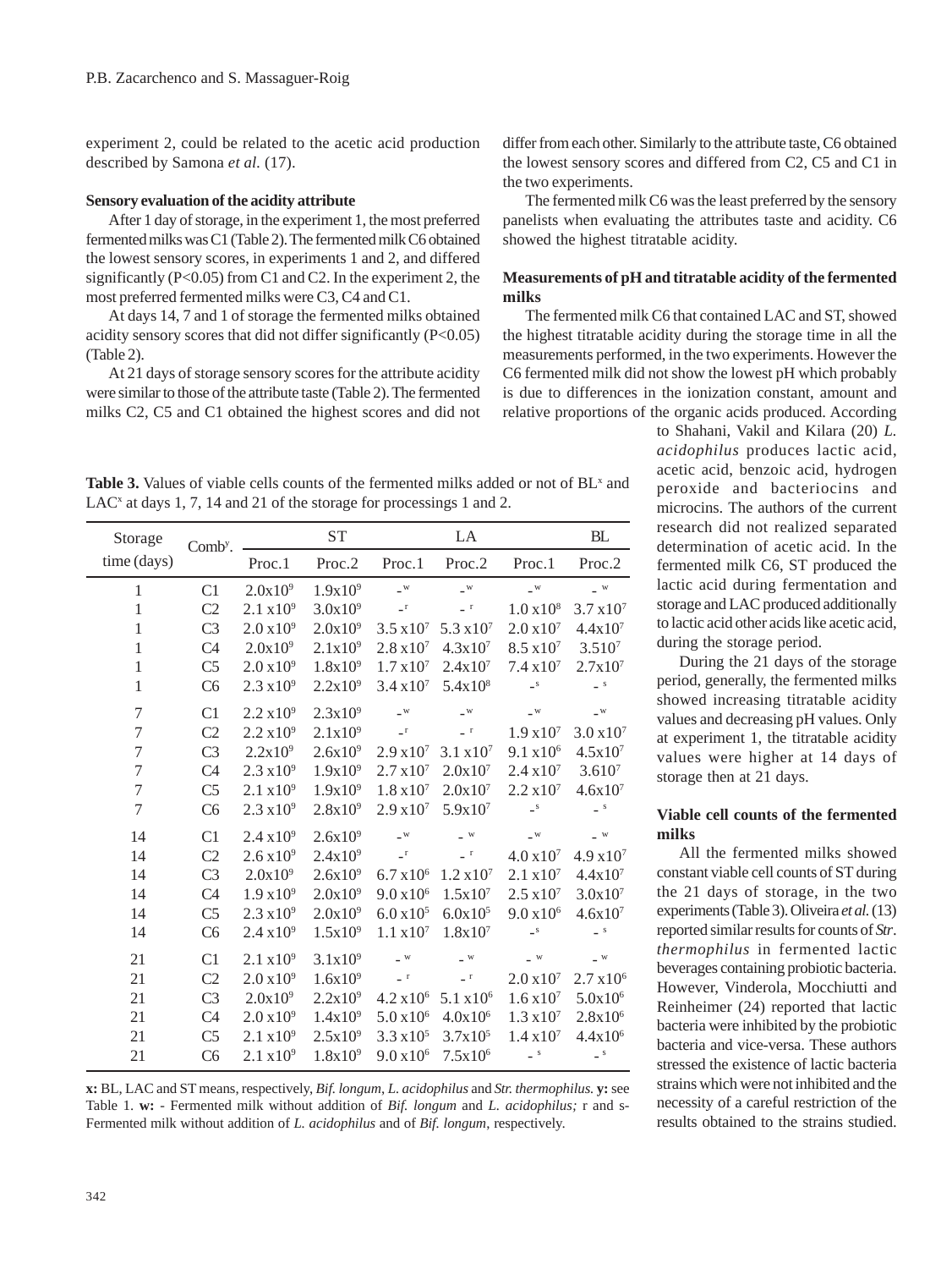experiment 2, could be related to the acetic acid production described by Samona *et al.* (17).

**Sensory evaluation of the acidity attribute**

After 1 day of storage, in the experiment 1, the most preferred fermented milks was C1 (Table 2). The fermented milk C6 obtained the lowest sensory scores, in experiments 1 and 2, and differed significantly ($P<0.05$) from C1 and C2. In the experiment 2, the most preferred fermented milks were C3, C4 and C1.

At days 14, 7 and 1 of storage the fermented milks obtained acidity sensory scores that did not differ significantly ($P<0.05$) (Table 2).

At 21 days of storage sensory scores for the attribute acidity were similar to those of the attribute taste (Table 2). The fermented milks C2, C5 and C1 obtained the highest scores and did not differ from each other. Similarly to the attribute taste, C6 obtained the lowest sensory scores and differed from C2, C5 and C1 in the two experiments.

The fermented milk C6 was the least preferred by the sensory panelists when evaluating the attributes taste and acidity. C6 showed the highest titratable acidity.

**Measurements of pH and titratable acidity of the fermented milks**

The fermented milk C6 that contained LAC and ST, showed the highest titratable acidity during the storage time in all the measurements performed, in the two experiments. However the C6 fermented milk did not show the lowest pH which probably is due to differences in the ionization constant, amount and relative proportions of the organic acids produced. According to Shahani, Vakil and Kilara (20) *L. acidophilus* produces lactic acid, acetic acid, benzoic acid, hydrogen peroxide and bacteriocins and microcins. The authors of the current research did not realized separated determination of acetic acid. In the fermented milk C6, ST produced the lactic acid during fermentation and storage and LAC produced additionally to lactic acid other acids like acetic acid, during the storage period.

During the 21 days of the storage period, generally, the fermented milks showed increasing titratable acidity values and decreasing pH values. Only at experiment 1, the titratable acidity values were higher at 14 days of storage then at 21 days.

**Viable cell counts of the fermented milks**

All the fermented milks showed constant viable cell counts of ST during the 21 days of storage, in the two experiments (Table 3). Oliveira *et al.* (13) reported similar results for counts of *Str. thermophilus* in fermented lactic beverages containing probiotic bacteria. However, Vinderola, Mocchiutti and Reinheimer (24) reported that lactic bacteria were inhibited by the probiotic bacteria and vice-versa. These authors stressed the existence of lactic bacteria strains which were not inhibited and the necessity of a careful restriction of the results obtained to the strains studied.

**Table 3.** Values of viable cells counts of the fermented milks added or not of BL[x] and LAC[x] at days 1, 7, 14 and 21 of the storage for processings 1 and 2.

| Storage time (days) | Comb[y]. | ST | | LA | | BL | |
|---|---|---|---|---|---|---|---|
| | | Proc.1 | Proc.2 | Proc.1 | Proc.2 | Proc.1 | Proc.2 |
| 1 | C1 | $2.0 \times 10^9$ | $1.9 \times 10^9$ | -[w] | -[w] | -[w] | -[w] |
| 1 | C2 | $2.1 \times 10^9$ | $3.0 \times 10^9$ | -[r] | -[r] | $1.0 \times 10^8$ | $3.7 \times 10^7$ |
| 1 | C3 | $2.0 \times 10^9$ | $2.0 \times 10^9$ | $3.5 \times 10^7$ | $5.3 \times 10^7$ | $2.0 \times 10^7$ | $4.4 \times 10^7$ |
| 1 | C4 | $2.0 \times 10^9$ | $2.1 \times 10^9$ | $2.8 \times 10^7$ | $4.3 \times 10^7$ | $8.5 \times 10^7$ | $3.510^7$ |
| 1 | C5 | $2.0 \times 10^9$ | $1.8 \times 10^9$ | $1.7 \times 10^7$ | $2.4 \times 10^7$ | $7.4 \times 10^7$ | $2.7 \times 10^7$ |
| 1 | C6 | $2.3 \times 10^9$ | $2.2 \times 10^9$ | $3.4 \times 10^7$ | $5.4 \times 10^8$ | -[s] | -[s] |
| 7 | C1 | $2.2 \times 10^9$ | $2.3 \times 10^9$ | -[w] | -[w] | -[w] | -[w] |
| 7 | C2 | $2.2 \times 10^9$ | $2.1 \times 10^9$ | -[r] | -[r] | $1.9 \times 10^7$ | $3.0 \times 10^7$ |
| 7 | C3 | $2.2 \times 10^9$ | $2.6 \times 10^9$ | $2.9 \times 10^7$ | $3.1 \times 10^7$ | $9.1 \times 10^6$ | $4.5 \times 10^7$ |
| 7 | C4 | $2.3 \times 10^9$ | $1.9 \times 10^9$ | $2.7 \times 10^7$ | $2.0 \times 10^7$ | $2.4 \times 10^7$ | $3.610^7$ |
| 7 | C5 | $2.1 \times 10^9$ | $1.9 \times 10^9$ | $1.8 \times 10^7$ | $2.0 \times 10^7$ | $2.2 \times 10^7$ | $4.6 \times 10^7$ |
| 7 | C6 | $2.3 \times 10^9$ | $2.8 \times 10^9$ | $2.9 \times 10^7$ | $5.9 \times 10^7$ | -[s] | -[s] |
| 14 | C1 | $2.4 \times 10^9$ | $2.6 \times 10^9$ | -[w] | -[w] | -[w] | -[w] |
| 14 | C2 | $2.6 \times 10^9$ | $2.4 \times 10^9$ | -[r] | -[r] | $4.0 \times 10^7$ | $4.9 \times 10^7$ |
| 14 | C3 | $2.0 \times 10^9$ | $2.6 \times 10^9$ | $6.7 \times 10^6$ | $1.2 \times 10^7$ | $2.1 \times 10^7$ | $4.4 \times 10^7$ |
| 14 | C4 | $1.9 \times 10^9$ | $2.0 \times 10^9$ | $9.0 \times 10^6$ | $1.5 \times 10^7$ | $2.5 \times 10^7$ | $3.0 \times 10^7$ |
| 14 | C5 | $2.3 \times 10^9$ | $2.0 \times 10^9$ | $6.0 \times 10^5$ | $6.0 \times 10^5$ | $9.0 \times 10^6$ | $4.6 \times 10^7$ |
| 14 | C6 | $2.4 \times 10^9$ | $1.5 \times 10^9$ | $1.1 \times 10^7$ | $1.8 \times 10^7$ | -[s] | -[s] |
| 21 | C1 | $2.1 \times 10^9$ | $3.1 \times 10^9$ | -[w] | -[w] | -[w] | -[w] |
| 21 | C2 | $2.0 \times 10^9$ | $1.6 \times 10^9$ | -[r] | -[r] | $2.0 \times 10^7$ | $2.7 \times 10^6$ |
| 21 | C3 | $2.0 \times 10^9$ | $2.2 \times 10^9$ | $4.2 \times 10^6$ | $5.1 \times 10^6$ | $1.6 \times 10^7$ | $5.0 \times 10^6$ |
| 21 | C4 | $2.0 \times 10^9$ | $1.4 \times 10^9$ | $5.0 \times 10^6$ | $4.0 \times 10^6$ | $1.3 \times 10^7$ | $2.8 \times 10^6$ |
| 21 | C5 | $2.1 \times 10^9$ | $2.5 \times 10^9$ | $3.3 \times 10^5$ | $3.7 \times 10^5$ | $1.4 \times 10^7$ | $4.4 \times 10^6$ |
| 21 | C6 | $2.1 \times 10^9$ | $1.8 \times 10^9$ | $9.0 \times 10^6$ | $7.5 \times 10^6$ | -[s] | -[s] |

**x:** BL, LAC and ST means, respectively, *Bif. longum*, *L. acidophilus* and *Str. thermophilus.* **y:** see Table 1. **w:** - Fermented milk without addition of *Bif. longum* and *L. acidophilus;* r and s- Fermented milk without addition of *L. acidophilus* and of *Bif. longum*, respectively.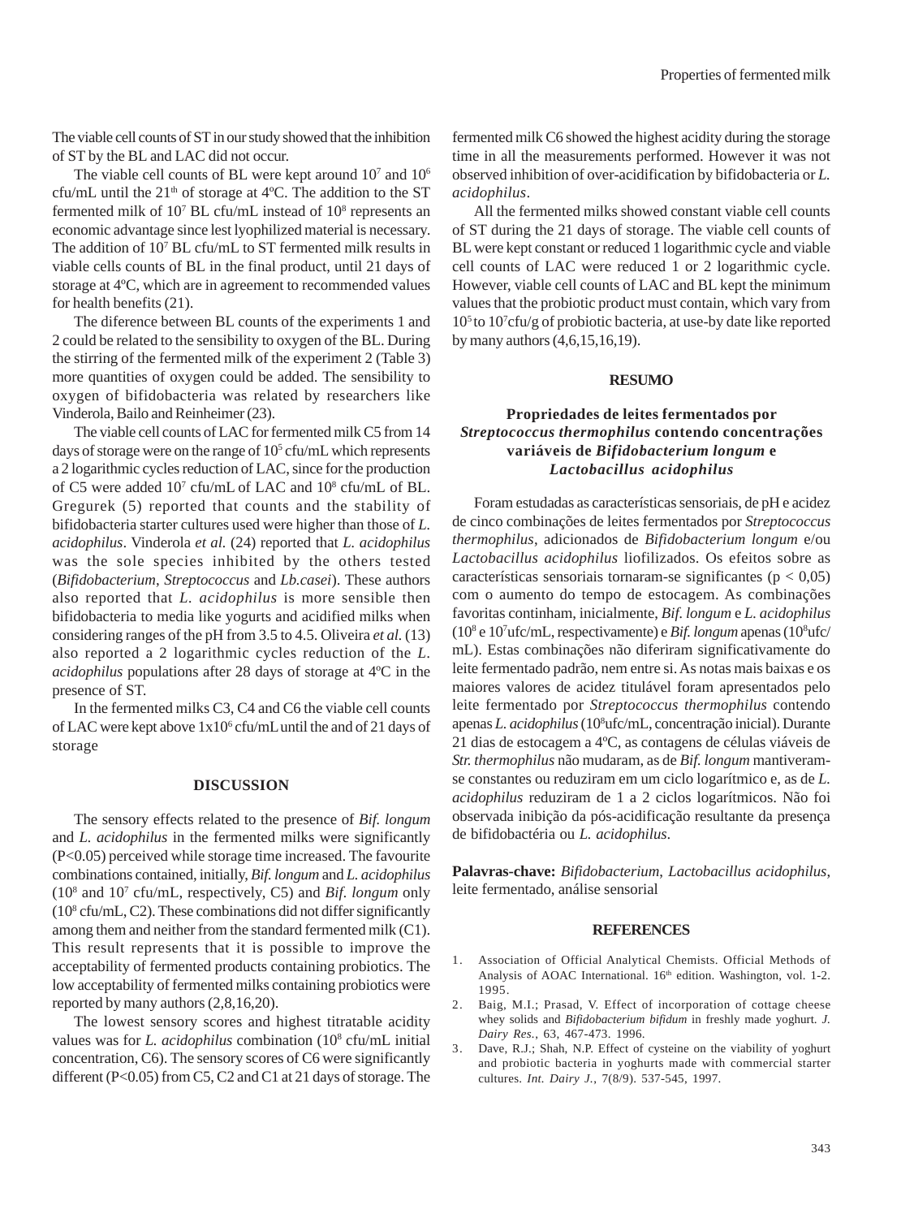The viable cell counts of ST in our study showed that the inhibition of ST by the BL and LAC did not occur.

The viable cell counts of BL were kept around $10^7$ and $10^6$ cfu/mL until the $21^{th}$ of storage at 4ºC. The addition to the ST fermented milk of $10^7$ BL cfu/mL instead of $10^8$ represents an economic advantage since lest lyophilized material is necessary. The addition of $10^7$ BL cfu/mL to ST fermented milk results in viable cells counts of BL in the final product, until 21 days of storage at 4ºC, which are in agreement to recommended values for health benefits (21).

The diference between BL counts of the experiments 1 and 2 could be related to the sensibility to oxygen of the BL. During the stirring of the fermented milk of the experiment 2 (Table 3) more quantities of oxygen could be added. The sensibility to oxygen of bifidobacteria was related by researchers like Vinderola, Bailo and Reinheimer (23).

The viable cell counts of LAC for fermented milk C5 from 14 days of storage were on the range of $10^5$ cfu/mL which represents a 2 logarithmic cycles reduction of LAC, since for the production of C5 were added $10^7$ cfu/mL of LAC and $10^8$ cfu/mL of BL. Gregurek (5) reported that counts and the stability of bifidobacteria starter cultures used were higher than those of *L. acidophilus*. Vinderola *et al.* (24) reported that *L. acidophilus* was the sole species inhibited by the others tested (*Bifidobacterium*, *Streptococcus* and *Lb.casei*). These authors also reported that *L. acidophilus* is more sensible then bifidobacteria to media like yogurts and acidified milks when considering ranges of the pH from 3.5 to 4.5. Oliveira *et al.* (13) also reported a 2 logarithmic cycles reduction of the *L. acidophilus* populations after 28 days of storage at 4ºC in the presence of ST.

In the fermented milks C3, C4 and C6 the viable cell counts of LAC were kept above $1x10^6$ cfu/mL until the and of 21 days of storage

## DISCUSSION

The sensory effects related to the presence of *Bif. longum* and *L. acidophilus* in the fermented milks were significantly ($P<0.05$) perceived while storage time increased. The favourite combinations contained, initially, *Bif. longum* and *L. acidophilus* ($10^8$ and $10^7$ cfu/mL, respectively, C5) and *Bif. longum* only ($10^8$ cfu/mL, C2). These combinations did not differ significantly among them and neither from the standard fermented milk (C1). This result represents that it is possible to improve the acceptability of fermented products containing probiotics. The low acceptability of fermented milks containing probiotics were reported by many authors (2,8,16,20).

The lowest sensory scores and highest titratable acidity values was for *L. acidophilus* combination ($10^8$ cfu/mL initial concentration, C6). The sensory scores of C6 were significantly different ($P<0.05$) from C5, C2 and C1 at 21 days of storage. The fermented milk C6 showed the highest acidity during the storage time in all the measurements performed. However it was not observed inhibition of over-acidification by bifidobacteria or *L. acidophilus*.

All the fermented milks showed constant viable cell counts of ST during the 21 days of storage. The viable cell counts of BL were kept constant or reduced 1 logarithmic cycle and viable cell counts of LAC were reduced 1 or 2 logarithmic cycle. However, viable cell counts of LAC and BL kept the minimum values that the probiotic product must contain, which vary from $10^5$ to $10^7$cfu/g of probiotic bacteria, at use-by date like reported by many authors (4,6,15,16,19).

## RESUMO

### Propriedades de leites fermentados por *Streptococcus thermophilus* contendo concentrações variáveis de *Bifidobacterium longum* e *Lactobacillus acidophilus*

Foram estudadas as características sensoriais, de pH e acidez de cinco combinações de leites fermentados por *Streptococcus thermophilus*, adicionados de *Bifidobacterium longum* e/ou *Lactobacillus acidophilus* liofilizados. Os efeitos sobre as características sensoriais tornaram-se significantes ($p < 0,05$) com o aumento do tempo de estocagem. As combinações favoritas continham, inicialmente, *Bif. longum* e *L. acidophilus* ($10^8$ e $10^7$ufc/mL, respectivamente) e *Bif. longum* apenas ($10^8$ufc/mL). Estas combinações não diferiram significativamente do leite fermentado padrão, nem entre si. As notas mais baixas e os maiores valores de acidez titulável foram apresentados pelo leite fermentado por *Streptococcus thermophilus* contendo apenas *L. acidophilus* ($10^8$ufc/mL, concentração inicial). Durante 21 dias de estocagem a 4ºC, as contagens de células viáveis de *Str. thermophilus* não mudaram, as de *Bif. longum* mantiveram-se constantes ou reduziram em um ciclo logarítmico e, as de *L. acidophilus* reduziram de 1 a 2 ciclos logarítmicos. Não foi observada inibição da pós-acidificação resultante da presença de bifidobactéria ou *L. acidophilus*.

**Palavras-chave:** *Bifidobacterium*, *Lactobacillus acidophilus*, leite fermentado, análise sensorial

## REFERENCES

1. Association of Official Analytical Chemists. Official Methods of Analysis of AOAC International. $16^{th}$ edition. Washington, vol. 1-2. 1995.
2. Baig, M.I.; Prasad, V. Effect of incorporation of cottage cheese whey solids and *Bifidobacterium bifidum* in freshly made yoghurt. *J. Dairy Res.*, 63, 467-473. 1996.
3. Dave, R.J.; Shah, N.P. Effect of cysteine on the viability of yoghurt and probiotic bacteria in yoghurts made with commercial starter cultures. *Int. Dairy J.*, 7(8/9). 537-545, 1997.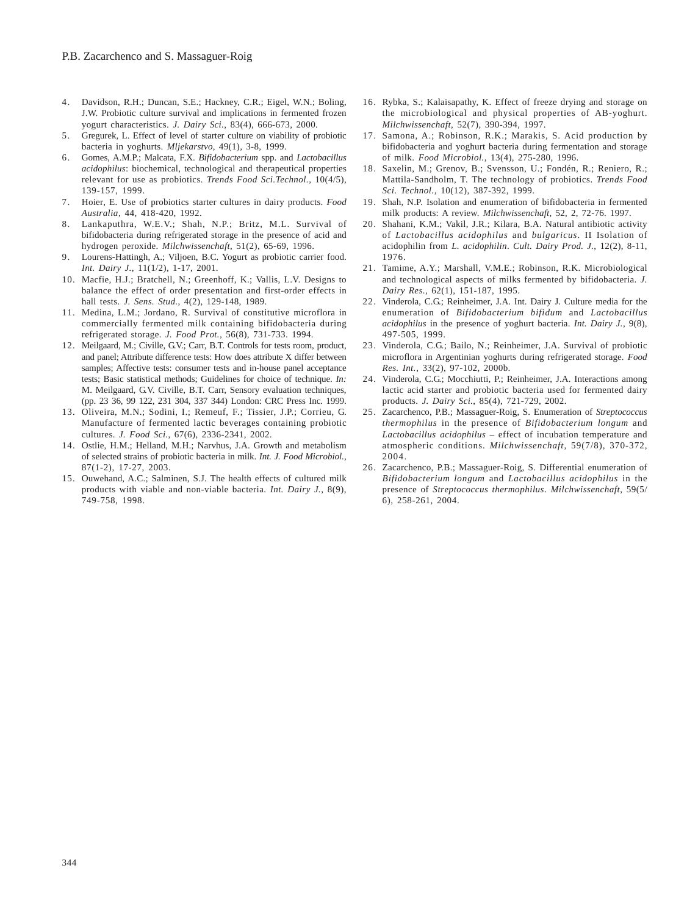4. Davidson, R.H.; Duncan, S.E.; Hackney, C.R.; Eigel, W.N.; Boling, J.W. Probiotic culture survival and implications in fermented frozen yogurt characteristics. *J. Dairy Sci.*, 83(4), 666-673, 2000.
5. Gregurek, L. Effect of level of starter culture on viability of probiotic bacteria in yoghurts. *Mljekarstvo*, 49(1), 3-8, 1999.
6. Gomes, A.M.P.; Malcata, F.X. *Bifidobacterium* spp. and *Lactobacillus acidophilus*: biochemical, technological and therapeutical properties relevant for use as probiotics. *Trends Food Sci.Technol.*, 10(4/5), 139-157, 1999.
7. Hoier, E. Use of probiotics starter cultures in dairy products. *Food Australia*, 44, 418-420, 1992.
8. Lankaputhra, W.E.V.; Shah, N.P.; Britz, M.L. Survival of bifidobacteria during refrigerated storage in the presence of acid and hydrogen peroxide. *Milchwissenchaft*, 51(2), 65-69, 1996.
9. Lourens-Hattingh, A.; Viljoen, B.C. Yogurt as probiotic carrier food. *Int. Dairy J.*, 11(1/2), 1-17, 2001.
10. Macfie, H.J.; Bratchell, N.; Greenhoff, K.; Vallis, L.V. Designs to balance the effect of order presentation and first-order effects in hall tests. *J. Sens. Stud.*, 4(2), 129-148, 1989.
11. Medina, L.M.; Jordano, R. Survival of constitutive microflora in commercially fermented milk containing bifidobacteria during refrigerated storage. *J. Food Prot.*, 56(8), 731-733. 1994.
12. Meilgaard, M.; Civille, G.V.; Carr, B.T. Controls for tests room, product, and panel; Attribute difference tests: How does attribute X differ between samples; Affective tests: consumer tests and in-house panel acceptance tests; Basic statistical methods; Guidelines for choice of technique. *In:* M. Meilgaard, G.V. Civille, B.T. Carr, Sensory evaluation techniques, (pp. 23 36, 99 122, 231 304, 337 344) London: CRC Press Inc. 1999.
13. Oliveira, M.N.; Sodini, I.; Remeuf, F.; Tissier, J.P.; Corrieu, G. Manufacture of fermented lactic beverages containing probiotic cultures. *J. Food Sci.*, 67(6), 2336-2341, 2002.
14. Ostlie, H.M.; Helland, M.H.; Narvhus, J.A. Growth and metabolism of selected strains of probiotic bacteria in milk. *Int. J. Food Microbiol.*, 87(1-2), 17-27, 2003.
15. Ouwehand, A.C.; Salminen, S.J. The health effects of cultured milk products with viable and non-viable bacteria. *Int. Dairy J.*, 8(9), 749-758, 1998.
16. Rybka, S.; Kalaisapathy, K. Effect of freeze drying and storage on the microbiological and physical properties of AB-yoghurt. *Milchwissenchaft*, 52(7), 390-394, 1997.
17. Samona, A.; Robinson, R.K.; Marakis, S. Acid production by bifidobacteria and yoghurt bacteria during fermentation and storage of milk. *Food Microbiol.*, 13(4), 275-280, 1996.
18. Saxelin, M.; Grenov, B.; Svensson, U.; Fondén, R.; Reniero, R.; Mattila-Sandholm, T. The technology of probiotics. *Trends Food Sci. Technol.*, 10(12), 387-392, 1999.
19. Shah, N.P. Isolation and enumeration of bifidobacteria in fermented milk products: A review. *Milchwissenchaft*, 52, 2, 72-76. 1997.
20. Shahani, K.M.; Vakil, J.R.; Kilara, B.A. Natural antibiotic activity of *Lactobacillus acidophilus* and *bulgaricus*. II Isolation of acidophilin from *L. acidophilin*. *Cult. Dairy Prod. J.*, 12(2), 8-11, 1976.
21. Tamime, A.Y.; Marshall, V.M.E.; Robinson, R.K. Microbiological and technological aspects of milks fermented by bifidobacteria. *J. Dairy Res.*, 62(1), 151-187, 1995.
22. Vinderola, C.G.; Reinheimer, J.A. Int. Dairy J. Culture media for the enumeration of *Bifidobacterium bifidum* and *Lactobacillus acidophilus* in the presence of yoghurt bacteria. *Int. Dairy J.*, 9(8), 497-505, 1999.
23. Vinderola, C.G.; Bailo, N.; Reinheimer, J.A. Survival of probiotic microflora in Argentinian yoghurts during refrigerated storage. *Food Res. Int.*, 33(2), 97-102, 2000b.
24. Vinderola, C.G.; Mocchiutti, P.; Reinheimer, J.A. Interactions among lactic acid starter and probiotic bacteria used for fermented dairy products. *J. Dairy Sci.*, 85(4), 721-729, 2002.
25. Zacarchenco, P.B.; Massaguer-Roig, S. Enumeration of *Streptococcus thermophilus* in the presence of *Bifidobacterium longum* and *Lactobacillus acidophilus* – effect of incubation temperature and atmospheric conditions. *Milchwissenchaft*, 59(7/8), 370-372, 2004.
26. Zacarchenco, P.B.; Massaguer-Roig, S. Differential enumeration of *Bifidobacterium longum* and *Lactobacillus acidophilus* in the presence of *Streptococcus thermophilus*. *Milchwissenchaft*, 59(5/6), 258-261, 2004.